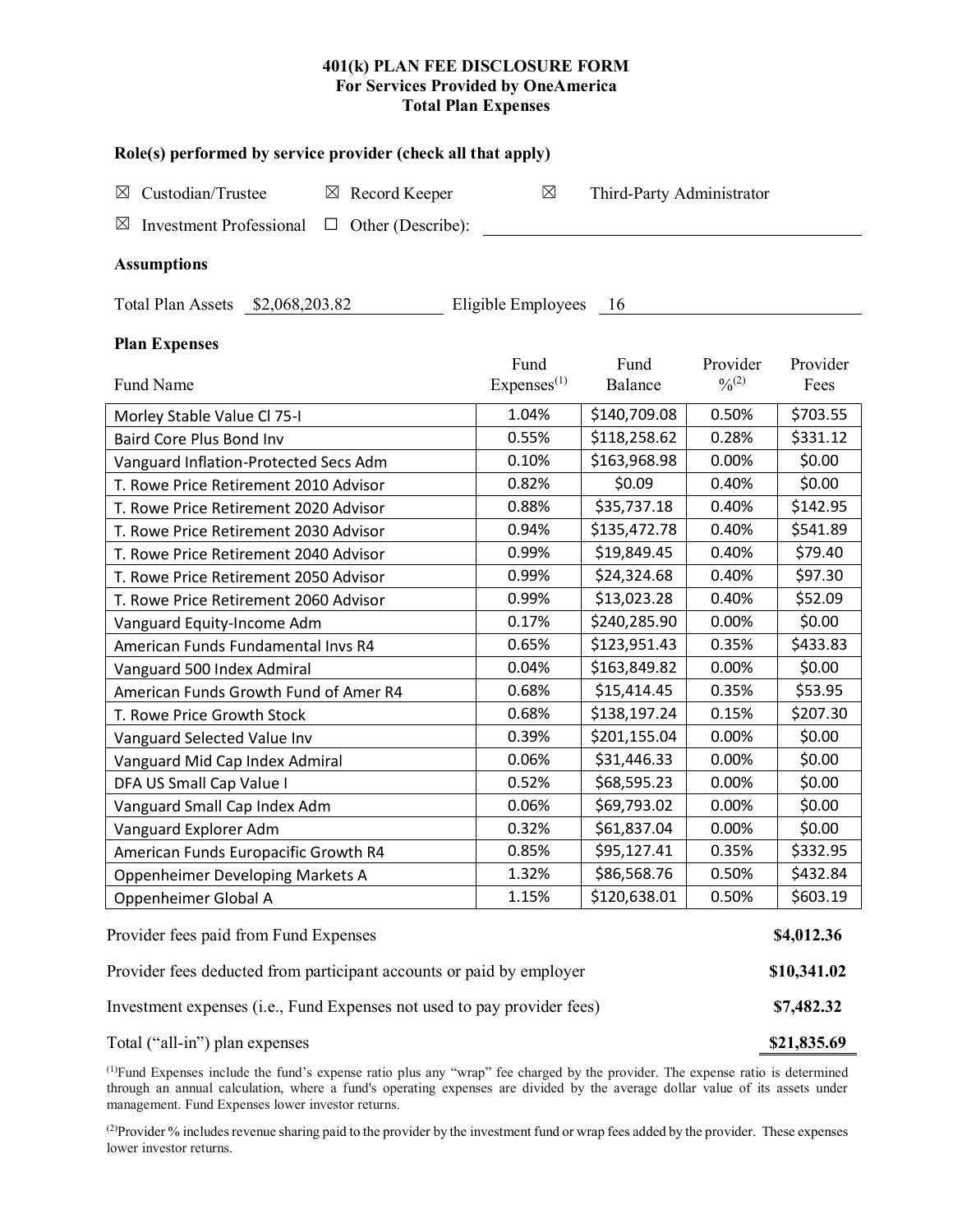# 401(k) PLAN FEE DISCLOSURE FORM
## For Services Provided by OneAmerica
## Total Plan Expenses

### Role(s) performed by service provider (check all that apply)

☒ Custodian/Trustee ☒ Record Keeper ☒ Third-Party Administrator

☒ Investment Professional ☐ Other (Describe):

### Assumptions

Total Plan Assets $2,068,203.82 Eligible Employees 16

### Plan Expenses

| Fund Name | Fund Expenses[1] | Fund Balance | Provider %[2] | Provider Fees |
|---|---|---|---|---|
| Morley Stable Value Cl 75-I | 1.04% | $140,709.08 | 0.50% | $703.55 |
| Baird Core Plus Bond Inv | 0.55% | $118,258.62 | 0.28% | $331.12 |
| Vanguard Inflation-Protected Secs Adm | 0.10% | $163,968.98 | 0.00% | $0.00 |
| T. Rowe Price Retirement 2010 Advisor | 0.82% | $0.09 | 0.40% | $0.00 |
| T. Rowe Price Retirement 2020 Advisor | 0.88% | $35,737.18 | 0.40% | $142.95 |
| T. Rowe Price Retirement 2030 Advisor | 0.94% | $135,472.78 | 0.40% | $541.89 |
| T. Rowe Price Retirement 2040 Advisor | 0.99% | $19,849.45 | 0.40% | $79.40 |
| T. Rowe Price Retirement 2050 Advisor | 0.99% | $24,324.68 | 0.40% | $97.30 |
| T. Rowe Price Retirement 2060 Advisor | 0.99% | $13,023.28 | 0.40% | $52.09 |
| Vanguard Equity-Income Adm | 0.17% | $240,285.90 | 0.00% | $0.00 |
| American Funds Fundamental Invs R4 | 0.65% | $123,951.43 | 0.35% | $433.83 |
| Vanguard 500 Index Admiral | 0.04% | $163,849.82 | 0.00% | $0.00 |
| American Funds Growth Fund of Amer R4 | 0.68% | $15,414.45 | 0.35% | $53.95 |
| T. Rowe Price Growth Stock | 0.68% | $138,197.24 | 0.15% | $207.30 |
| Vanguard Selected Value Inv | 0.39% | $201,155.04 | 0.00% | $0.00 |
| Vanguard Mid Cap Index Admiral | 0.06% | $31,446.33 | 0.00% | $0.00 |
| DFA US Small Cap Value I | 0.52% | $68,595.23 | 0.00% | $0.00 |
| Vanguard Small Cap Index Adm | 0.06% | $69,793.02 | 0.00% | $0.00 |
| Vanguard Explorer Adm | 0.32% | $61,837.04 | 0.00% | $0.00 |
| American Funds Europacific Growth R4 | 0.85% | $95,127.41 | 0.35% | $332.95 |
| Oppenheimer Developing Markets A | 1.32% | $86,568.76 | 0.50% | $432.84 |
| Oppenheimer Global A | 1.15% | $120,638.01 | 0.50% | $603.19 |

| | |
|---|---|
| Provider fees paid from Fund Expenses | **$4,012.36** |
| Provider fees deducted from participant accounts or paid by employer | **$10,341.02** |
| Investment expenses (i.e., Fund Expenses not used to pay provider fees) | **$7,482.32** |
| Total ("all-in") plan expenses | **$21,835.69** |

[1]Fund Expenses include the fund's expense ratio plus any "wrap" fee charged by the provider. The expense ratio is determined through an annual calculation, where a fund's operating expenses are divided by the average dollar value of its assets under management. Fund Expenses lower investor returns.

[2]Provider % includes revenue sharing paid to the provider by the investment fund or wrap fees added by the provider. These expenses lower investor returns.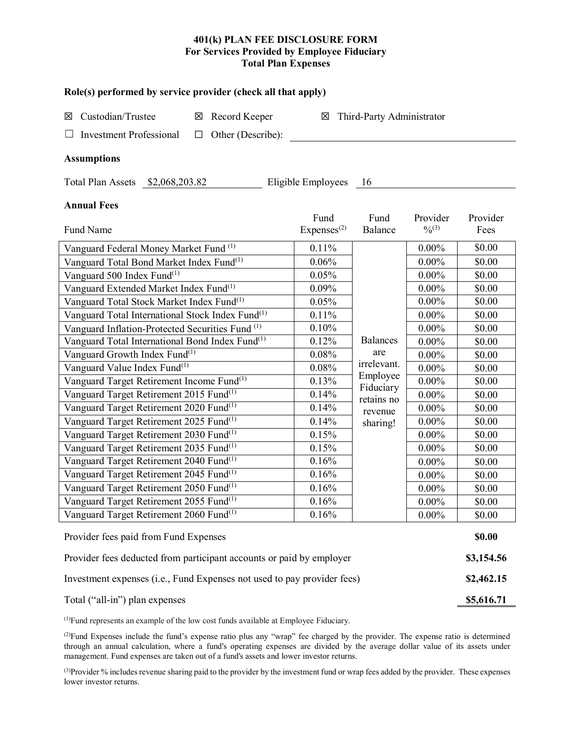**401(k) PLAN FEE DISCLOSURE FORM**
**For Services Provided by Employee Fiduciary**
**Total Plan Expenses**

**Role(s) performed by service provider (check all that apply)**

☒ Custodian/Trustee ☒ Record Keeper ☒ Third-Party Administrator

☐ Investment Professional ☐ Other (Describe): \_\_\_\_\_\_\_\_\_\_\_\_\_\_\_\_\_\_\_\_

**Assumptions**

Total Plan Assets $2,068,203.82 Eligible Employees 16

**Annual Fees**

| Fund Name | Fund Expenses[2] | Fund Balance | Provider %[3] | Provider Fees |
|---|---|---|---|---|
| Vanguard Federal Money Market Fund [1] | 0.11% | Balances are irrelevant. Employee Fiduciary retains no revenue sharing! | 0.00% | $0.00 |
| Vanguard Total Bond Market Index Fund[1] | 0.06% | | 0.00% | $0.00 |
| Vanguard 500 Index Fund[1] | 0.05% | | 0.00% | $0.00 |
| Vanguard Extended Market Index Fund[1] | 0.09% | | 0.00% | $0.00 |
| Vanguard Total Stock Market Index Fund[1] | 0.05% | | 0.00% | $0.00 |
| Vanguard Total International Stock Index Fund[1] | 0.11% | | 0.00% | $0.00 |
| Vanguard Inflation-Protected Securities Fund [1] | 0.10% | | 0.00% | $0.00 |
| Vanguard Total International Bond Index Fund[1] | 0.12% | | 0.00% | $0.00 |
| Vanguard Growth Index Fund[1] | 0.08% | | 0.00% | $0.00 |
| Vanguard Value Index Fund[1] | 0.08% | | 0.00% | $0.00 |
| Vanguard Target Retirement Income Fund[1] | 0.13% | | 0.00% | $0.00 |
| Vanguard Target Retirement 2015 Fund[1] | 0.14% | | 0.00% | $0.00 |
| Vanguard Target Retirement 2020 Fund[1] | 0.14% | | 0.00% | $0.00 |
| Vanguard Target Retirement 2025 Fund[1] | 0.14% | | 0.00% | $0.00 |
| Vanguard Target Retirement 2030 Fund[1] | 0.15% | | 0.00% | $0.00 |
| Vanguard Target Retirement 2035 Fund[1] | 0.15% | | 0.00% | $0.00 |
| Vanguard Target Retirement 2040 Fund[1] | 0.16% | | 0.00% | $0.00 |
| Vanguard Target Retirement 2045 Fund[1] | 0.16% | | 0.00% | $0.00 |
| Vanguard Target Retirement 2050 Fund[1] | 0.16% | | 0.00% | $0.00 |
| Vanguard Target Retirement 2055 Fund[1] | 0.16% | | 0.00% | $0.00 |
| Vanguard Target Retirement 2060 Fund[1] | 0.16% | | 0.00% | $0.00 |

| | |
|---|---|
| Provider fees paid from Fund Expenses | **$0.00** |
| Provider fees deducted from participant accounts or paid by employer | **$3,154.56** |
| Investment expenses (i.e., Fund Expenses not used to pay provider fees) | **$2,462.15** |
| Total ("all-in") plan expenses | **$5,616.71** |

[1]Fund represents an example of the low cost funds available at Employee Fiduciary.

[2]Fund Expenses include the fund's expense ratio plus any "wrap" fee charged by the provider. The expense ratio is determined through an annual calculation, where a fund's operating expenses are divided by the average dollar value of its assets under management. Fund expenses are taken out of a fund's assets and lower investor returns.

[3]Provider % includes revenue sharing paid to the provider by the investment fund or wrap fees added by the provider. These expenses lower investor returns.